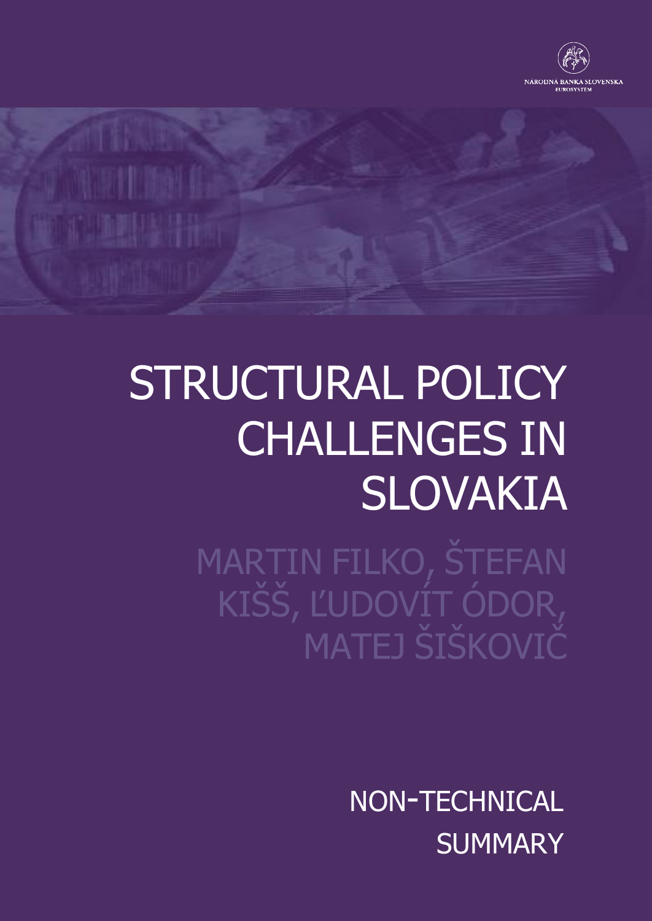NÁRODNÁ BANKA SLOVENSKA
EUROSYSTÉM

# STRUCTURAL POLICY CHALLENGES IN SLOVAKIA

MARTIN FILKO, ŠTEFAN KIŠŠ, ĽUDOVÍT ÓDOR, MATEJ ŠIŠKOVIČ

NON-TECHNICAL SUMMARY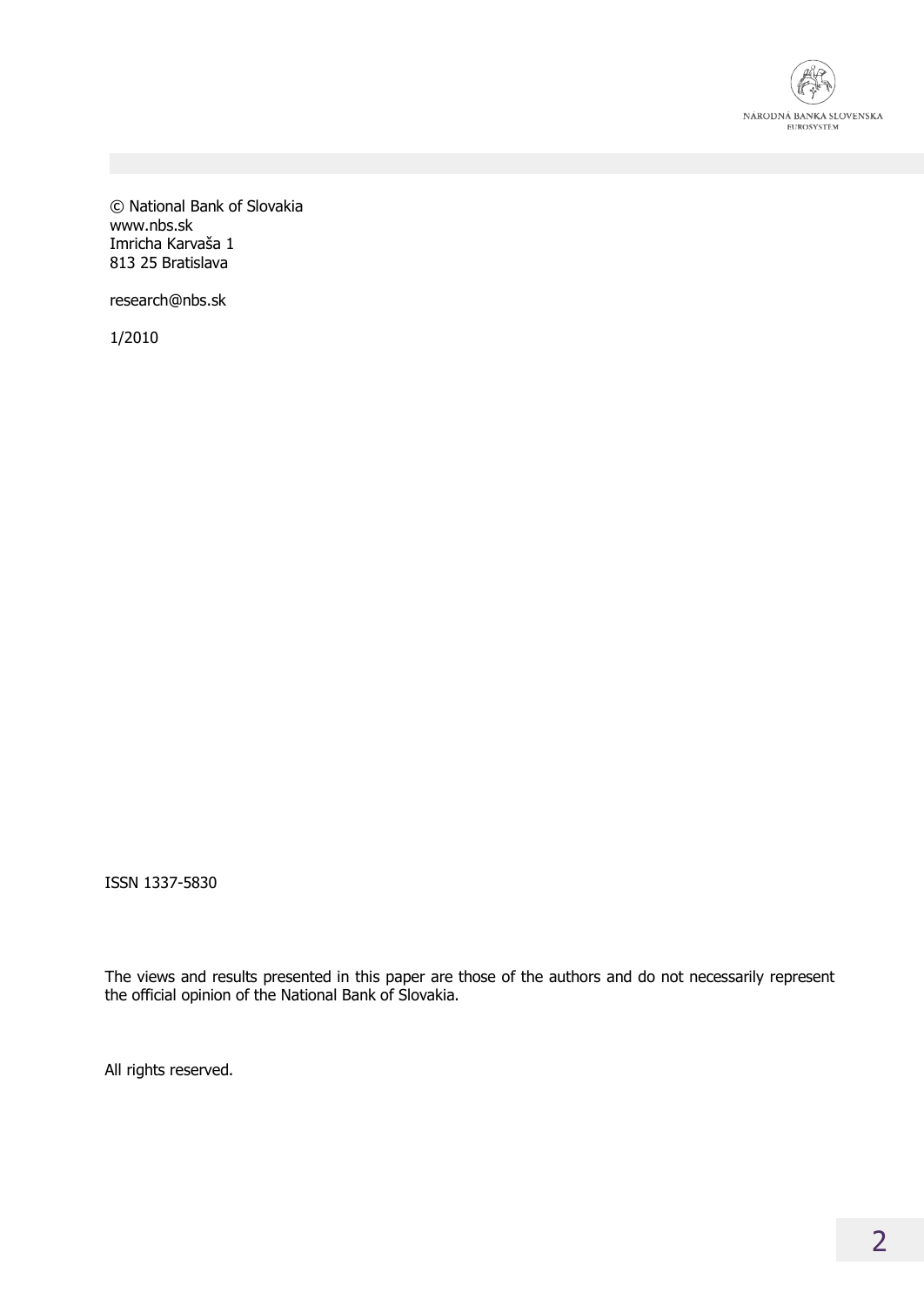© National Bank of Slovakia
www.nbs.sk
Imricha Karvaša 1
813 25 Bratislava

research@nbs.sk

1/2010

ISSN 1337-5830

The views and results presented in this paper are those of the authors and do not necessarily represent the official opinion of the National Bank of Slovakia.

All rights reserved.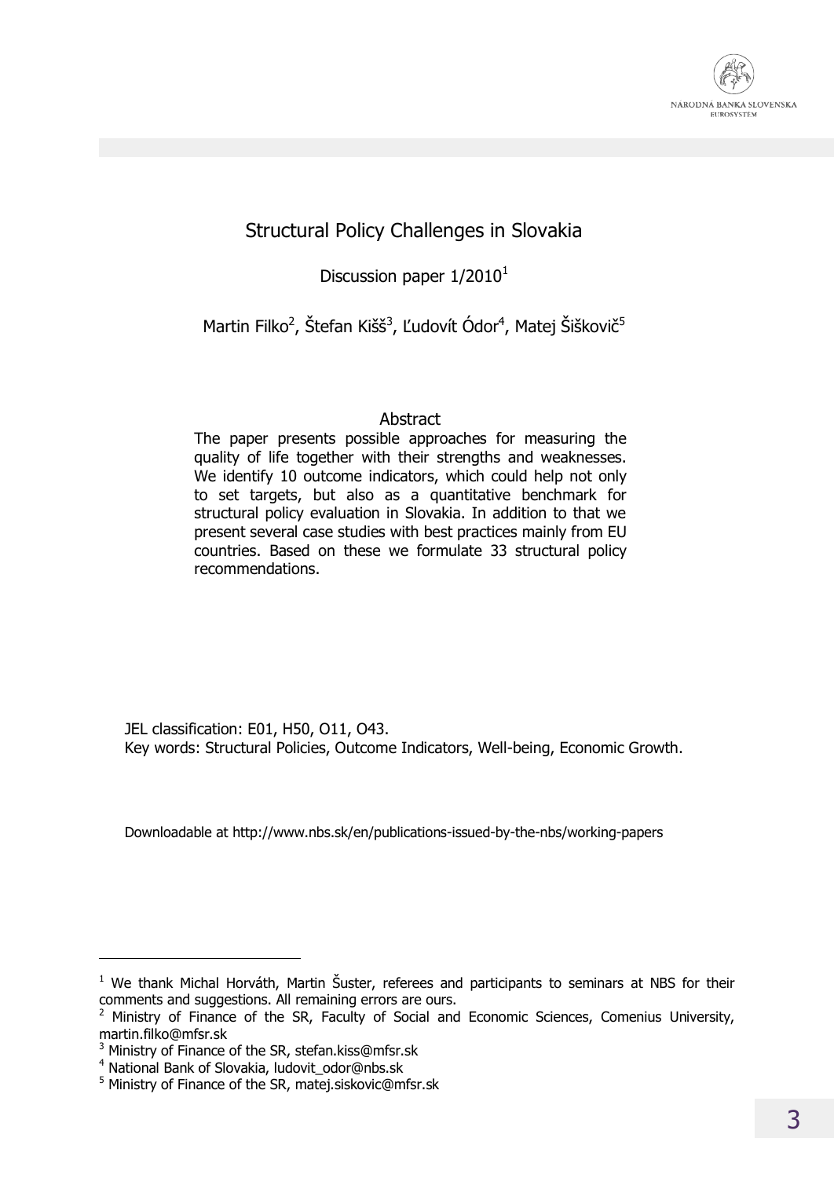# Structural Policy Challenges in Slovakia

Discussion paper 1/2010[1]

Martin Filko[2], Štefan Kišš[3], Ľudovít Ódor[4], Matej Šiškovič[5]

## Abstract

The paper presents possible approaches for measuring the quality of life together with their strengths and weaknesses. We identify 10 outcome indicators, which could help not only to set targets, but also as a quantitative benchmark for structural policy evaluation in Slovakia. In addition to that we present several case studies with best practices mainly from EU countries. Based on these we formulate 33 structural policy recommendations.

JEL classification: E01, H50, O11, O43.
Key words: Structural Policies, Outcome Indicators, Well-being, Economic Growth.

Downloadable at http://www.nbs.sk/en/publications-issued-by-the-nbs/working-papers

---

[1] We thank Michal Horváth, Martin Šuster, referees and participants to seminars at NBS for their comments and suggestions. All remaining errors are ours.

[2] Ministry of Finance of the SR, Faculty of Social and Economic Sciences, Comenius University, martin.filko@mfsr.sk

[3] Ministry of Finance of the SR, stefan.kiss@mfsr.sk

[4] National Bank of Slovakia, ludovit_odor@nbs.sk

[5] Ministry of Finance of the SR, matej.siskovic@mfsr.sk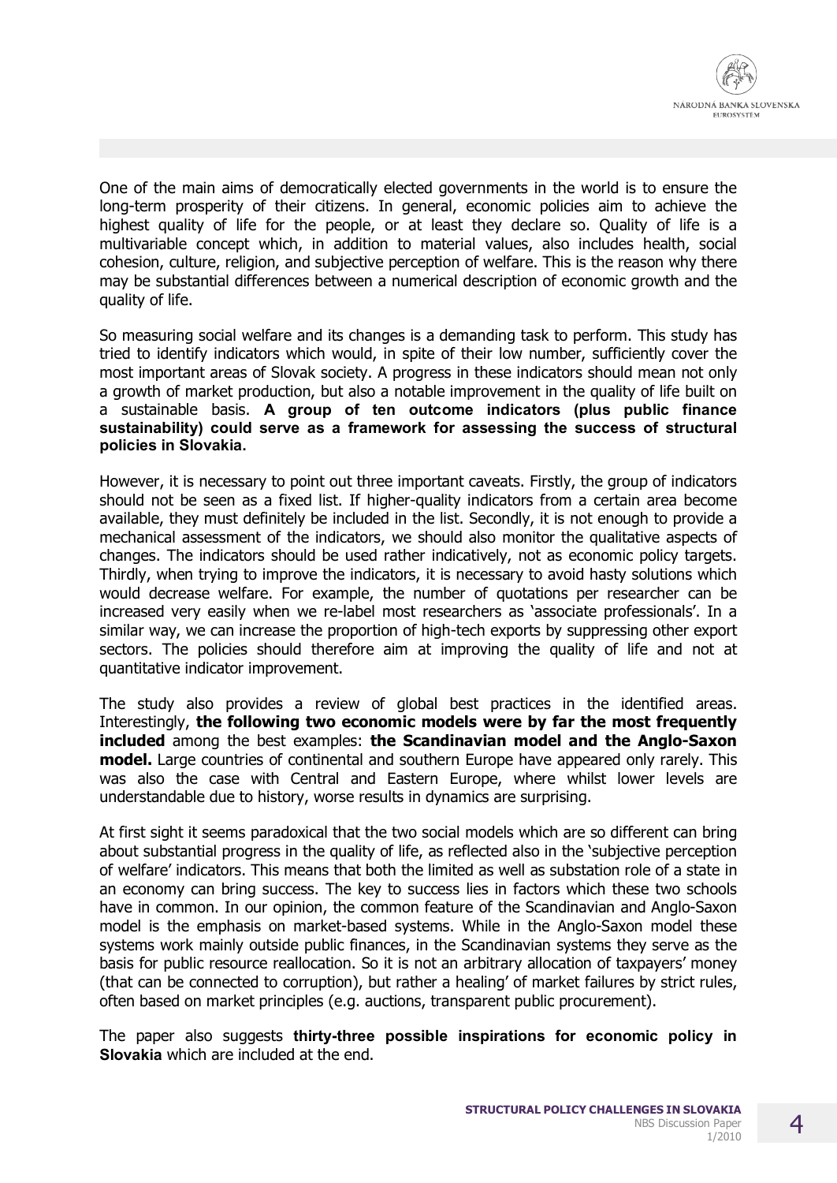One of the main aims of democratically elected governments in the world is to ensure the long-term prosperity of their citizens. In general, economic policies aim to achieve the highest quality of life for the people, or at least they declare so. Quality of life is a multivariable concept which, in addition to material values, also includes health, social cohesion, culture, religion, and subjective perception of welfare. This is the reason why there may be substantial differences between a numerical description of economic growth and the quality of life.

So measuring social welfare and its changes is a demanding task to perform. This study has tried to identify indicators which would, in spite of their low number, sufficiently cover the most important areas of Slovak society. A progress in these indicators should mean not only a growth of market production, but also a notable improvement in the quality of life built on a sustainable basis. **A group of ten outcome indicators (plus public finance sustainability) could serve as a framework for assessing the success of structural policies in Slovakia.**

However, it is necessary to point out three important caveats. Firstly, the group of indicators should not be seen as a fixed list. If higher-quality indicators from a certain area become available, they must definitely be included in the list. Secondly, it is not enough to provide a mechanical assessment of the indicators, we should also monitor the qualitative aspects of changes. The indicators should be used rather indicatively, not as economic policy targets. Thirdly, when trying to improve the indicators, it is necessary to avoid hasty solutions which would decrease welfare. For example, the number of quotations per researcher can be increased very easily when we re-label most researchers as 'associate professionals'. In a similar way, we can increase the proportion of high-tech exports by suppressing other export sectors. The policies should therefore aim at improving the quality of life and not at quantitative indicator improvement.

The study also provides a review of global best practices in the identified areas. Interestingly, **the following two economic models were by far the most frequently included** among the best examples: **the Scandinavian model and the Anglo-Saxon model.** Large countries of continental and southern Europe have appeared only rarely. This was also the case with Central and Eastern Europe, where whilst lower levels are understandable due to history, worse results in dynamics are surprising.

At first sight it seems paradoxical that the two social models which are so different can bring about substantial progress in the quality of life, as reflected also in the 'subjective perception of welfare' indicators. This means that both the limited as well as substation role of a state in an economy can bring success. The key to success lies in factors which these two schools have in common. In our opinion, the common feature of the Scandinavian and Anglo-Saxon model is the emphasis on market-based systems. While in the Anglo-Saxon model these systems work mainly outside public finances, in the Scandinavian systems they serve as the basis for public resource reallocation. So it is not an arbitrary allocation of taxpayers' money (that can be connected to corruption), but rather a healing' of market failures by strict rules, often based on market principles (e.g. auctions, transparent public procurement).

The paper also suggests **thirty-three possible inspirations for economic policy in Slovakia** which are included at the end.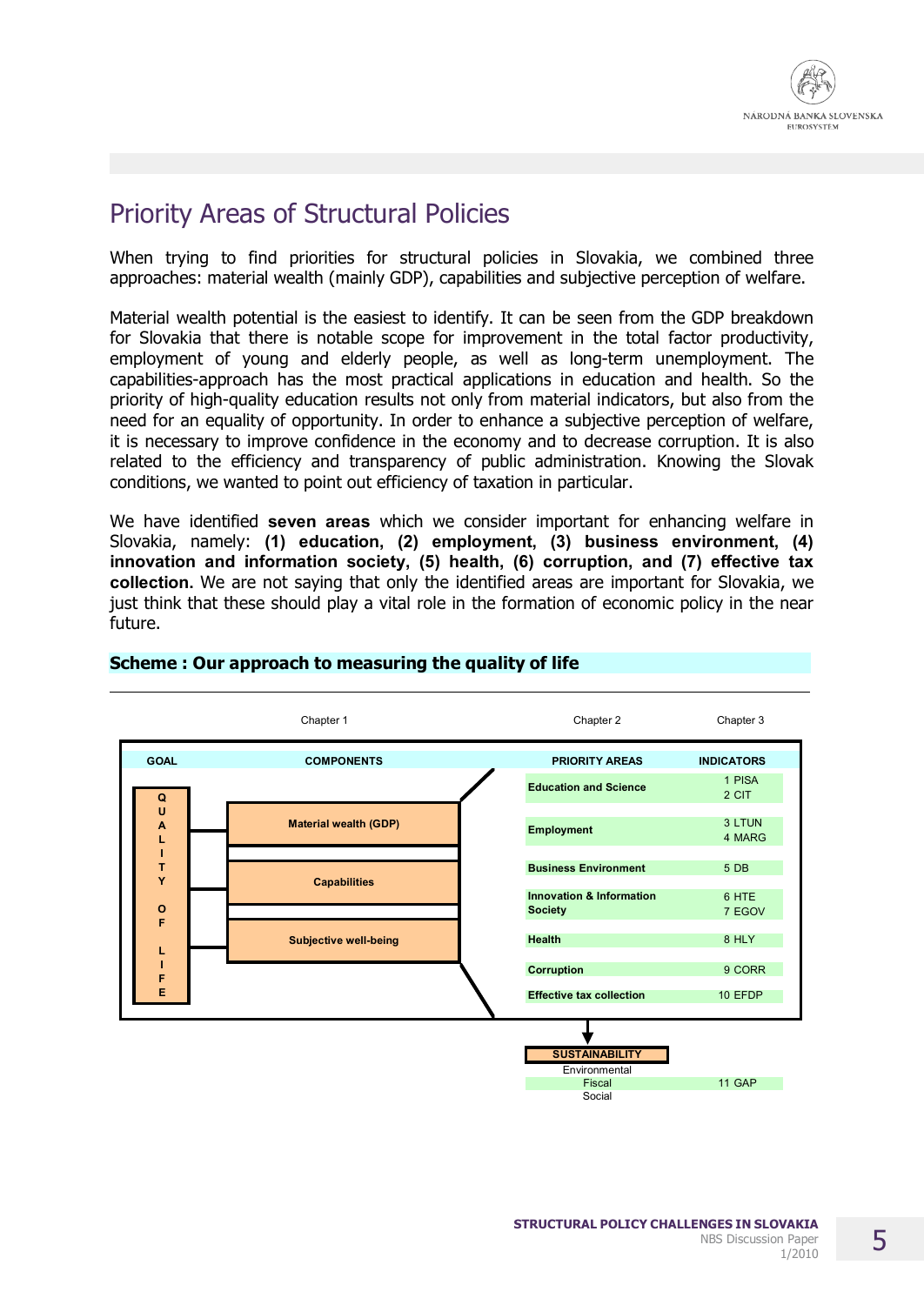# Priority Areas of Structural Policies

When trying to find priorities for structural policies in Slovakia, we combined three approaches: material wealth (mainly GDP), capabilities and subjective perception of welfare.

Material wealth potential is the easiest to identify. It can be seen from the GDP breakdown for Slovakia that there is notable scope for improvement in the total factor productivity, employment of young and elderly people, as well as long-term unemployment. The capabilities-approach has the most practical applications in education and health. So the priority of high-quality education results not only from material indicators, but also from the need for an equality of opportunity. In order to enhance a subjective perception of welfare, it is necessary to improve confidence in the economy and to decrease corruption. It is also related to the efficiency and transparency of public administration. Knowing the Slovak conditions, we wanted to point out efficiency of taxation in particular.

We have identified **seven areas** which we consider important for enhancing welfare in Slovakia, namely: **(1) education, (2) employment, (3) business environment, (4) innovation and information society, (5) health, (6) corruption, and (7) effective tax collection.** We are not saying that only the identified areas are important for Slovakia, we just think that these should play a vital role in the formation of economic policy in the near future.

**Scheme : Our approach to measuring the quality of life**

| | Chapter 1 | Chapter 2 | Chapter 3 |
|---|---|---|---|
| **GOAL** | **COMPONENTS** | **PRIORITY AREAS** | **INDICATORS** |
| QUALITY OF LIFE | Material wealth (GDP) | Education and Science | 1 PISA<br>2 CIT |
| | Capabilities | Employment | 3 LTUN<br>4 MARG |
| | Subjective well-being | Business Environment | 5 DB |
| | | Innovation & Information Society | 6 HTE<br>7 EGOV |
| | | Health | 8 HLY |
| | | Corruption | 9 CORR |
| | | Effective tax collection | 10 EFDP |
| | | **SUSTAINABILITY**<br>Environmental<br>Fiscal<br>Social | 11 GAP (Fiscal) |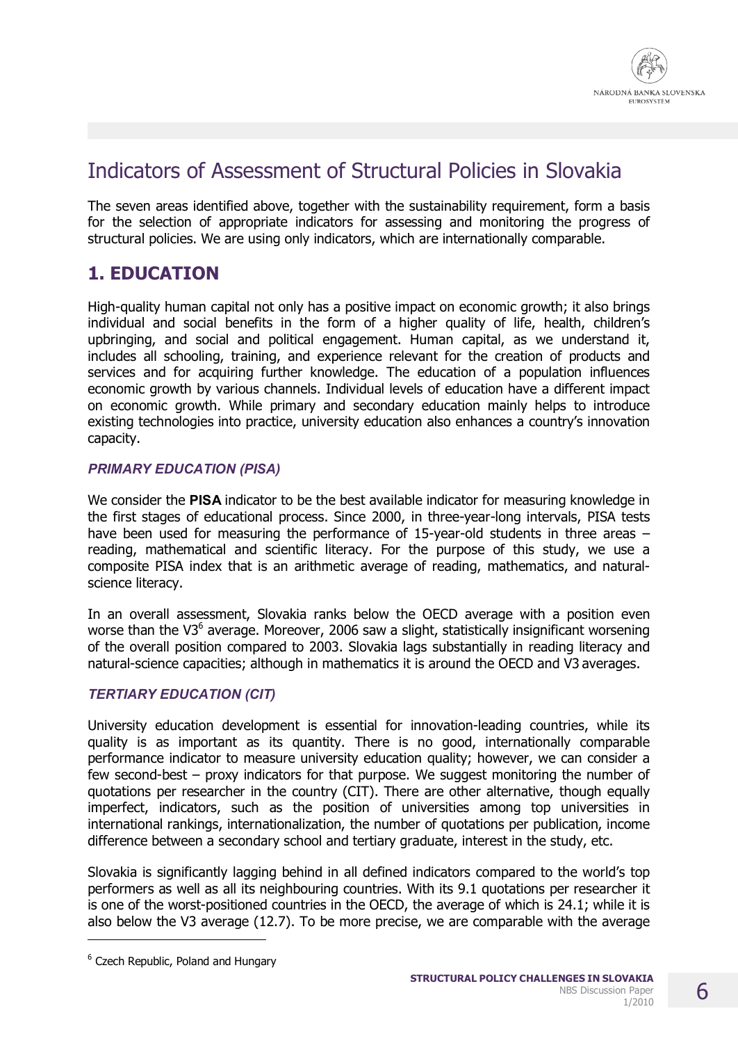// Indicators of Assessment of Structural Policies in Slovakia

The seven areas identified above, together with the sustainability requirement, form a basis for the selection of appropriate indicators for assessing and monitoring the progress of structural policies. We are using only indicators, which are internationally comparable.

## 1. EDUCATION

High-quality human capital not only has a positive impact on economic growth; it also brings individual and social benefits in the form of a higher quality of life, health, children's upbringing, and social and political engagement. Human capital, as we understand it, includes all schooling, training, and experience relevant for the creation of products and services and for acquiring further knowledge. The education of a population influences economic growth by various channels. Individual levels of education have a different impact on economic growth. While primary and secondary education mainly helps to introduce existing technologies into practice, university education also enhances a country's innovation capacity.

### *PRIMARY EDUCATION (PISA)*

We consider the **PISA** indicator to be the best available indicator for measuring knowledge in the first stages of educational process. Since 2000, in three-year-long intervals, PISA tests have been used for measuring the performance of 15-year-old students in three areas – reading, mathematical and scientific literacy. For the purpose of this study, we use a composite PISA index that is an arithmetic average of reading, mathematics, and natural-science literacy.

In an overall assessment, Slovakia ranks below the OECD average with a position even worse than the V3[6] average. Moreover, 2006 saw a slight, statistically insignificant worsening of the overall position compared to 2003. Slovakia lags substantially in reading literacy and natural-science capacities; although in mathematics it is around the OECD and V3 averages.

### *TERTIARY EDUCATION (CIT)*

University education development is essential for innovation-leading countries, while its quality is as important as its quantity. There is no good, internationally comparable performance indicator to measure university education quality; however, we can consider a few second-best – proxy indicators for that purpose. We suggest monitoring the number of quotations per researcher in the country (CIT). There are other alternative, though equally imperfect, indicators, such as the position of universities among top universities in international rankings, internationalization, the number of quotations per publication, income difference between a secondary school and tertiary graduate, interest in the study, etc.

Slovakia is significantly lagging behind in all defined indicators compared to the world's top performers as well as all its neighbouring countries. With its 9.1 quotations per researcher it is one of the worst-positioned countries in the OECD, the average of which is 24.1; while it is also below the V3 average (12.7). To be more precise, we are comparable with the average

[6] Czech Republic, Poland and Hungary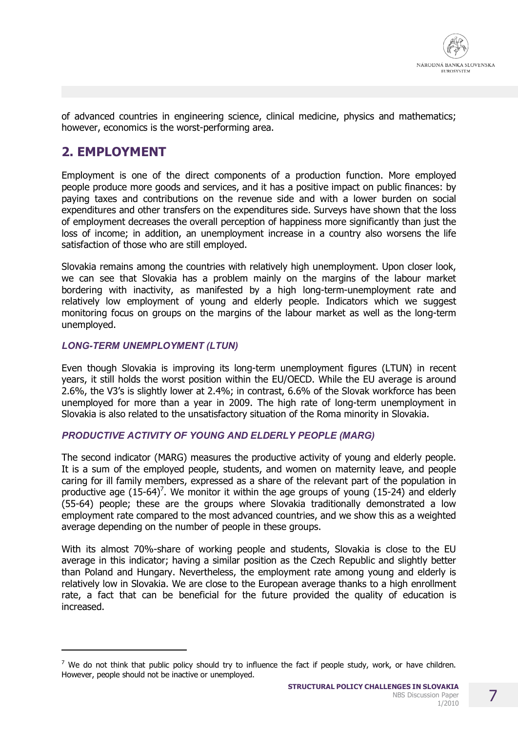of advanced countries in engineering science, clinical medicine, physics and mathematics; however, economics is the worst-performing area.

## 2. EMPLOYMENT

Employment is one of the direct components of a production function. More employed people produce more goods and services, and it has a positive impact on public finances: by paying taxes and contributions on the revenue side and with a lower burden on social expenditures and other transfers on the expenditures side. Surveys have shown that the loss of employment decreases the overall perception of happiness more significantly than just the loss of income; in addition, an unemployment increase in a country also worsens the life satisfaction of those who are still employed.

Slovakia remains among the countries with relatively high unemployment. Upon closer look, we can see that Slovakia has a problem mainly on the margins of the labour market bordering with inactivity, as manifested by a high long-term-unemployment rate and relatively low employment of young and elderly people. Indicators which we suggest monitoring focus on groups on the margins of the labour market as well as the long-term unemployed.

### *LONG-TERM UNEMPLOYMENT (LTUN)*

Even though Slovakia is improving its long-term unemployment figures (LTUN) in recent years, it still holds the worst position within the EU/OECD. While the EU average is around 2.6%, the V3's is slightly lower at 2.4%; in contrast, 6.6% of the Slovak workforce has been unemployed for more than a year in 2009. The high rate of long-term unemployment in Slovakia is also related to the unsatisfactory situation of the Roma minority in Slovakia.

### *PRODUCTIVE ACTIVITY OF YOUNG AND ELDERLY PEOPLE (MARG)*

The second indicator (MARG) measures the productive activity of young and elderly people. It is a sum of the employed people, students, and women on maternity leave, and people caring for ill family members, expressed as a share of the relevant part of the population in productive age (15-64)[7]. We monitor it within the age groups of young (15-24) and elderly (55-64) people; these are the groups where Slovakia traditionally demonstrated a low employment rate compared to the most advanced countries, and we show this as a weighted average depending on the number of people in these groups.

With its almost 70%-share of working people and students, Slovakia is close to the EU average in this indicator; having a similar position as the Czech Republic and slightly better than Poland and Hungary. Nevertheless, the employment rate among young and elderly is relatively low in Slovakia. We are close to the European average thanks to a high enrollment rate, a fact that can be beneficial for the future provided the quality of education is increased.

---

[7] We do not think that public policy should try to influence the fact if people study, work, or have children. However, people should not be inactive or unemployed.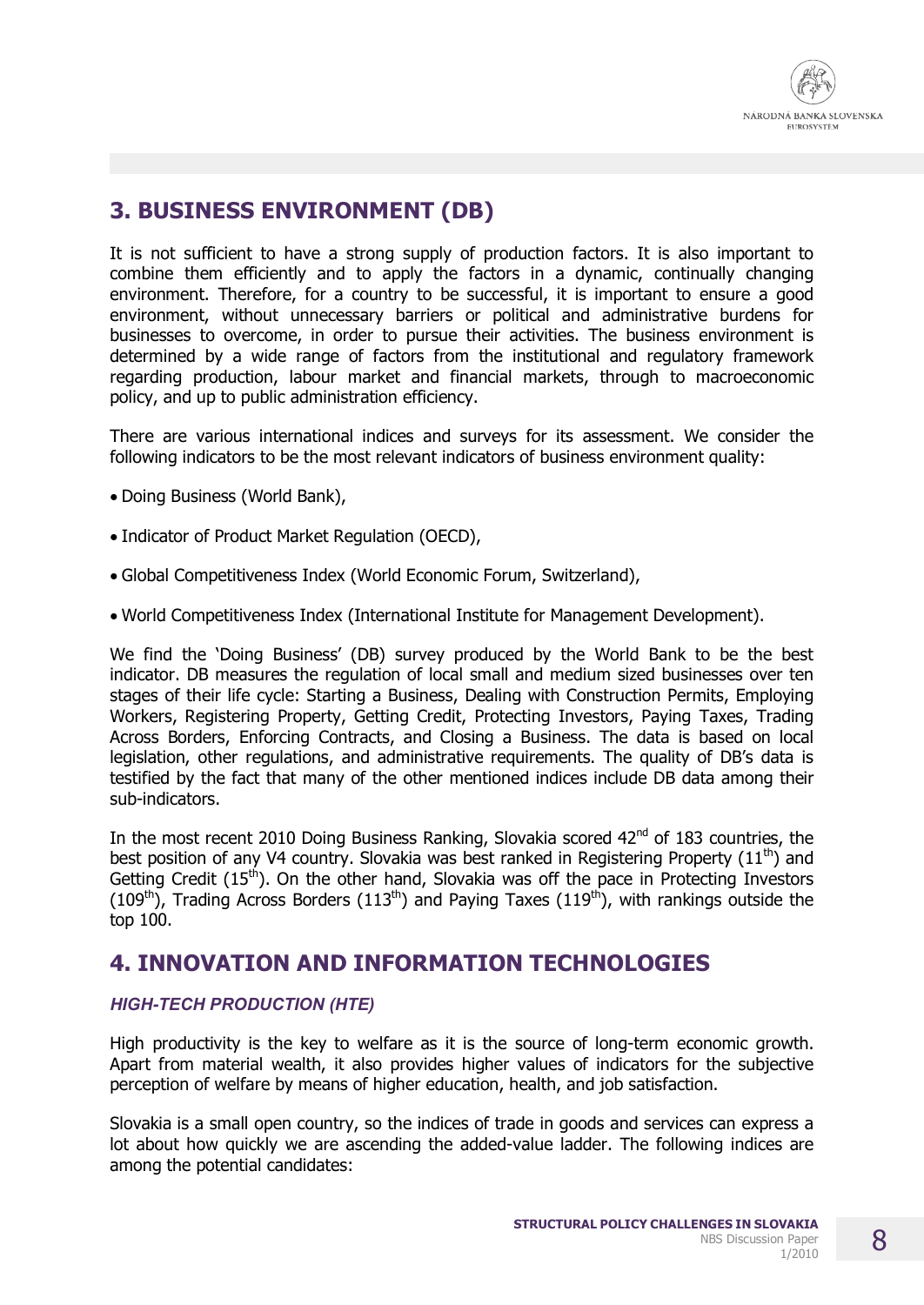## 3. BUSINESS ENVIRONMENT (DB)

It is not sufficient to have a strong supply of production factors. It is also important to combine them efficiently and to apply the factors in a dynamic, continually changing environment. Therefore, for a country to be successful, it is important to ensure a good environment, without unnecessary barriers or political and administrative burdens for businesses to overcome, in order to pursue their activities. The business environment is determined by a wide range of factors from the institutional and regulatory framework regarding production, labour market and financial markets, through to macroeconomic policy, and up to public administration efficiency.

There are various international indices and surveys for its assessment. We consider the following indicators to be the most relevant indicators of business environment quality:

- Doing Business (World Bank),
- Indicator of Product Market Regulation (OECD),
- Global Competitiveness Index (World Economic Forum, Switzerland),
- World Competitiveness Index (International Institute for Management Development).

We find the 'Doing Business' (DB) survey produced by the World Bank to be the best indicator. DB measures the regulation of local small and medium sized businesses over ten stages of their life cycle: Starting a Business, Dealing with Construction Permits, Employing Workers, Registering Property, Getting Credit, Protecting Investors, Paying Taxes, Trading Across Borders, Enforcing Contracts, and Closing a Business. The data is based on local legislation, other regulations, and administrative requirements. The quality of DB's data is testified by the fact that many of the other mentioned indices include DB data among their sub-indicators.

In the most recent 2010 Doing Business Ranking, Slovakia scored 42nd of 183 countries, the best position of any V4 country. Slovakia was best ranked in Registering Property (11th) and Getting Credit (15th). On the other hand, Slovakia was off the pace in Protecting Investors (109th), Trading Across Borders (113th) and Paying Taxes (119th), with rankings outside the top 100.

## 4. INNOVATION AND INFORMATION TECHNOLOGIES

### *HIGH-TECH PRODUCTION (HTE)*

High productivity is the key to welfare as it is the source of long-term economic growth. Apart from material wealth, it also provides higher values of indicators for the subjective perception of welfare by means of higher education, health, and job satisfaction.

Slovakia is a small open country, so the indices of trade in goods and services can express a lot about how quickly we are ascending the added-value ladder. The following indices are among the potential candidates: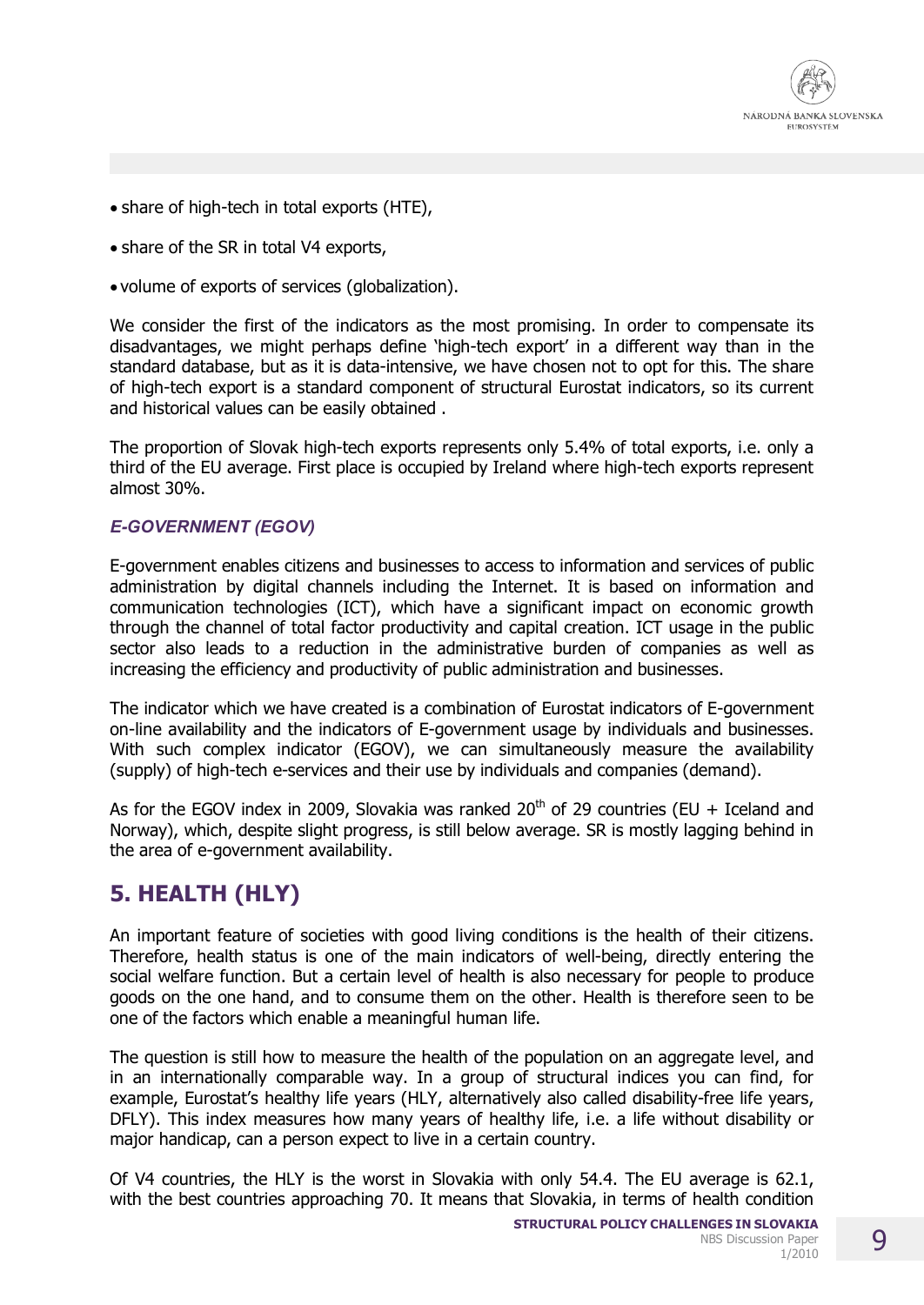- share of high-tech in total exports (HTE),
- share of the SR in total V4 exports,
- volume of exports of services (globalization).

We consider the first of the indicators as the most promising. In order to compensate its disadvantages, we might perhaps define 'high-tech export' in a different way than in the standard database, but as it is data-intensive, we have chosen not to opt for this. The share of high-tech export is a standard component of structural Eurostat indicators, so its current and historical values can be easily obtained .

The proportion of Slovak high-tech exports represents only 5.4% of total exports, i.e. only a third of the EU average. First place is occupied by Ireland where high-tech exports represent almost 30%.

### *E-GOVERNMENT (EGOV)*

E-government enables citizens and businesses to access to information and services of public administration by digital channels including the Internet. It is based on information and communication technologies (ICT), which have a significant impact on economic growth through the channel of total factor productivity and capital creation. ICT usage in the public sector also leads to a reduction in the administrative burden of companies as well as increasing the efficiency and productivity of public administration and businesses.

The indicator which we have created is a combination of Eurostat indicators of E-government on-line availability and the indicators of E-government usage by individuals and businesses. With such complex indicator (EGOV), we can simultaneously measure the availability (supply) of high-tech e-services and their use by individuals and companies (demand).

As for the EGOV index in 2009, Slovakia was ranked 20th of 29 countries (EU + Iceland and Norway), which, despite slight progress, is still below average. SR is mostly lagging behind in the area of e-government availability.

## 5. HEALTH (HLY)

An important feature of societies with good living conditions is the health of their citizens. Therefore, health status is one of the main indicators of well-being, directly entering the social welfare function. But a certain level of health is also necessary for people to produce goods on the one hand, and to consume them on the other. Health is therefore seen to be one of the factors which enable a meaningful human life.

The question is still how to measure the health of the population on an aggregate level, and in an internationally comparable way. In a group of structural indices you can find, for example, Eurostat's healthy life years (HLY, alternatively also called disability-free life years, DFLY). This index measures how many years of healthy life, i.e. a life without disability or major handicap, can a person expect to live in a certain country.

Of V4 countries, the HLY is the worst in Slovakia with only 54.4. The EU average is 62.1, with the best countries approaching 70. It means that Slovakia, in terms of health condition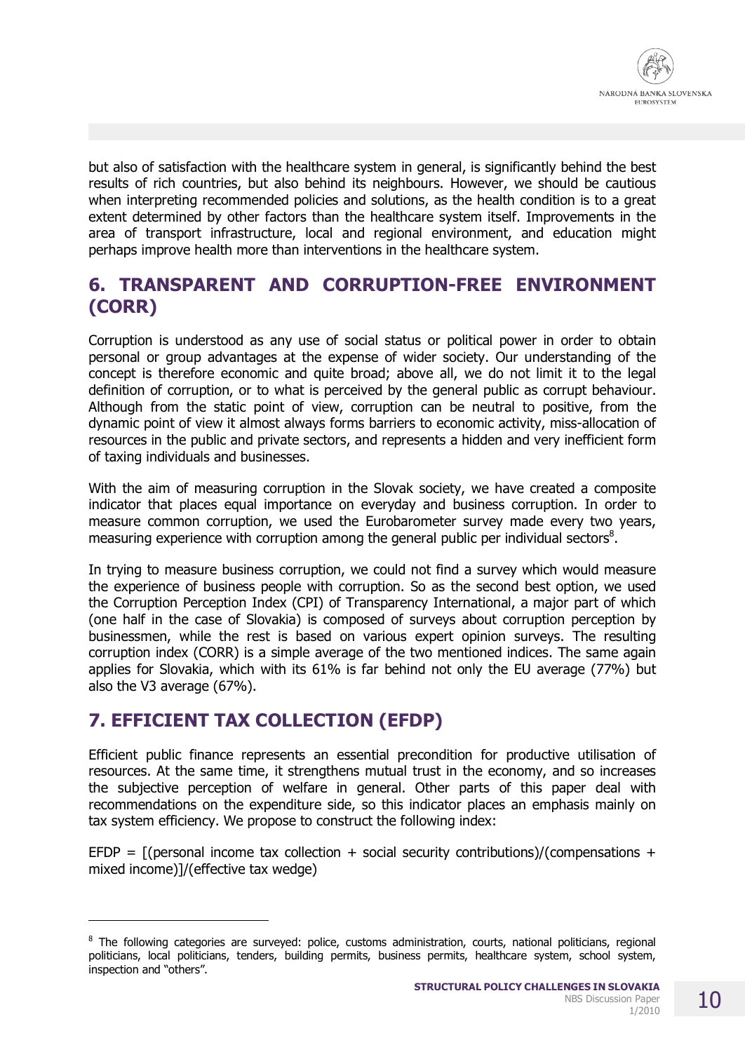but also of satisfaction with the healthcare system in general, is significantly behind the best results of rich countries, but also behind its neighbours. However, we should be cautious when interpreting recommended policies and solutions, as the health condition is to a great extent determined by other factors than the healthcare system itself. Improvements in the area of transport infrastructure, local and regional environment, and education might perhaps improve health more than interventions in the healthcare system.

## 6. TRANSPARENT AND CORRUPTION-FREE ENVIRONMENT (CORR)

Corruption is understood as any use of social status or political power in order to obtain personal or group advantages at the expense of wider society. Our understanding of the concept is therefore economic and quite broad; above all, we do not limit it to the legal definition of corruption, or to what is perceived by the general public as corrupt behaviour. Although from the static point of view, corruption can be neutral to positive, from the dynamic point of view it almost always forms barriers to economic activity, miss-allocation of resources in the public and private sectors, and represents a hidden and very inefficient form of taxing individuals and businesses.

With the aim of measuring corruption in the Slovak society, we have created a composite indicator that places equal importance on everyday and business corruption. In order to measure common corruption, we used the Eurobarometer survey made every two years, measuring experience with corruption among the general public per individual sectors[8].

In trying to measure business corruption, we could not find a survey which would measure the experience of business people with corruption. So as the second best option, we used the Corruption Perception Index (CPI) of Transparency International, a major part of which (one half in the case of Slovakia) is composed of surveys about corruption perception by businessmen, while the rest is based on various expert opinion surveys. The resulting corruption index (CORR) is a simple average of the two mentioned indices. The same again applies for Slovakia, which with its 61% is far behind not only the EU average (77%) but also the V3 average (67%).

## 7. EFFICIENT TAX COLLECTION (EFDP)

Efficient public finance represents an essential precondition for productive utilisation of resources. At the same time, it strengthens mutual trust in the economy, and so increases the subjective perception of welfare in general. Other parts of this paper deal with recommendations on the expenditure side, so this indicator places an emphasis mainly on tax system efficiency. We propose to construct the following index:

EFDP = [(personal income tax collection + social security contributions)/(compensations + mixed income)]/(effective tax wedge)

---

[8] The following categories are surveyed: police, customs administration, courts, national politicians, regional politicians, local politicians, tenders, building permits, business permits, healthcare system, school system, inspection and "others".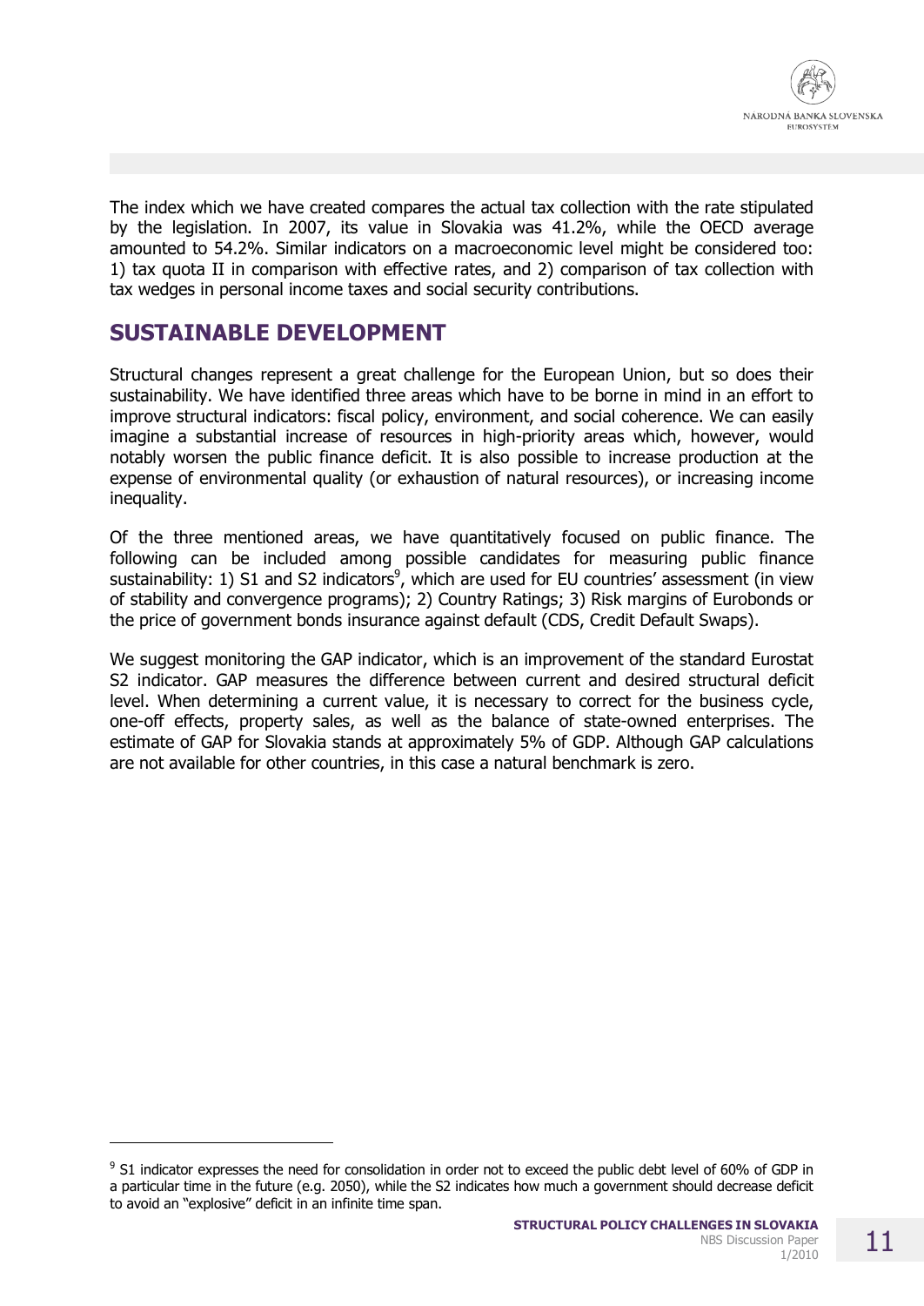The index which we have created compares the actual tax collection with the rate stipulated by the legislation. In 2007, its value in Slovakia was 41.2%, while the OECD average amounted to 54.2%. Similar indicators on a macroeconomic level might be considered too: 1) tax quota II in comparison with effective rates, and 2) comparison of tax collection with tax wedges in personal income taxes and social security contributions.

## SUSTAINABLE DEVELOPMENT

Structural changes represent a great challenge for the European Union, but so does their sustainability. We have identified three areas which have to be borne in mind in an effort to improve structural indicators: fiscal policy, environment, and social coherence. We can easily imagine a substantial increase of resources in high-priority areas which, however, would notably worsen the public finance deficit. It is also possible to increase production at the expense of environmental quality (or exhaustion of natural resources), or increasing income inequality.

Of the three mentioned areas, we have quantitatively focused on public finance. The following can be included among possible candidates for measuring public finance sustainability: 1) S1 and S2 indicators[9], which are used for EU countries' assessment (in view of stability and convergence programs); 2) Country Ratings; 3) Risk margins of Eurobonds or the price of government bonds insurance against default (CDS, Credit Default Swaps).

We suggest monitoring the GAP indicator, which is an improvement of the standard Eurostat S2 indicator. GAP measures the difference between current and desired structural deficit level. When determining a current value, it is necessary to correct for the business cycle, one-off effects, property sales, as well as the balance of state-owned enterprises. The estimate of GAP for Slovakia stands at approximately 5% of GDP. Although GAP calculations are not available for other countries, in this case a natural benchmark is zero.

[9] S1 indicator expresses the need for consolidation in order not to exceed the public debt level of 60% of GDP in a particular time in the future (e.g. 2050), while the S2 indicates how much a government should decrease deficit to avoid an "explosive" deficit in an infinite time span.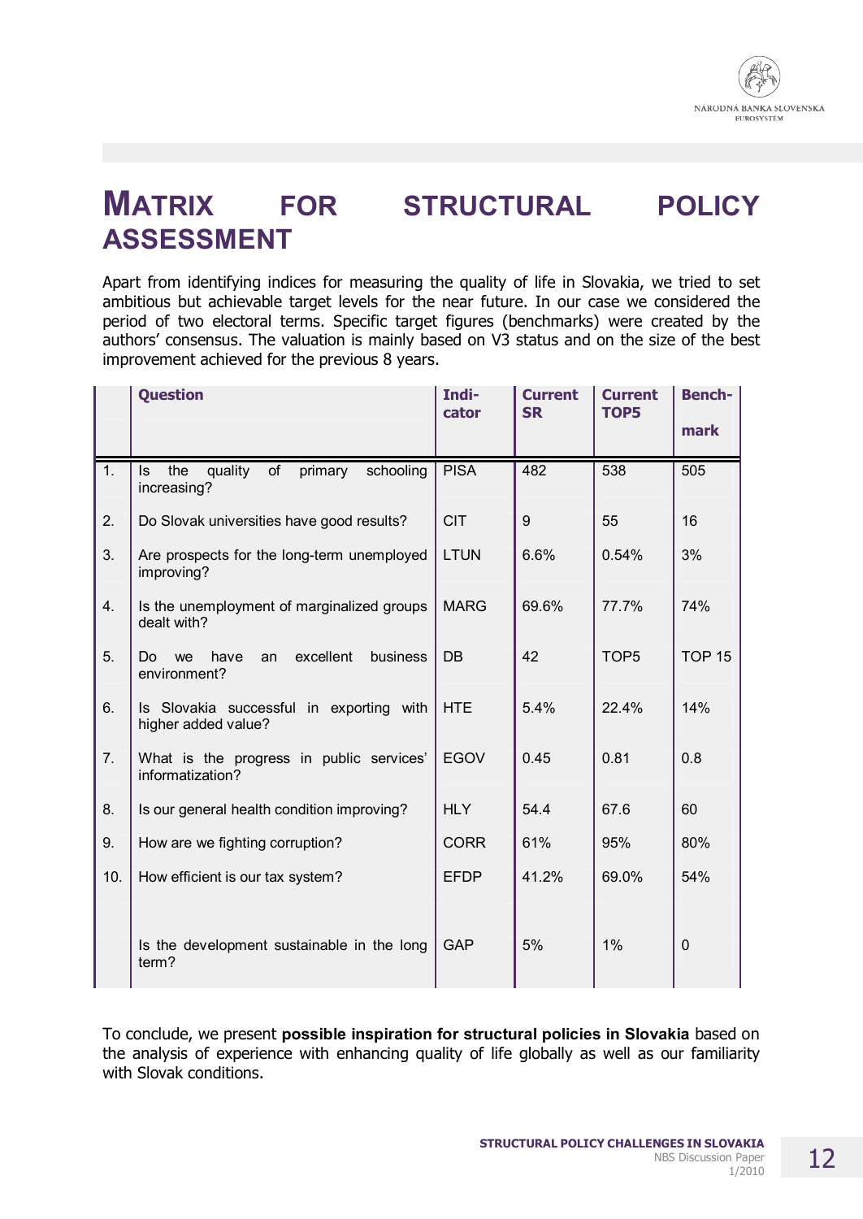# MATRIX FOR STRUCTURAL POLICY ASSESSMENT

Apart from identifying indices for measuring the quality of life in Slovakia, we tried to set ambitious but achievable target levels for the near future. In our case we considered the period of two electoral terms. Specific target figures (benchmarks) were created by the authors' consensus. The valuation is mainly based on V3 status and on the size of the best improvement achieved for the previous 8 years.

| | Question | Indi-cator | Current SR | Current TOP5 | Bench-mark |
|---|---|---|---|---|---|
| 1. | Is the quality of primary schooling increasing? | PISA | 482 | 538 | 505 |
| 2. | Do Slovak universities have good results? | CIT | 9 | 55 | 16 |
| 3. | Are prospects for the long-term unemployed improving? | LTUN | 6.6% | 0.54% | 3% |
| 4. | Is the unemployment of marginalized groups dealt with? | MARG | 69.6% | 77.7% | 74% |
| 5. | Do we have an excellent business environment? | DB | 42 | TOP5 | TOP 15 |
| 6. | Is Slovakia successful in exporting with higher added value? | HTE | 5.4% | 22.4% | 14% |
| 7. | What is the progress in public services' informatization? | EGOV | 0.45 | 0.81 | 0.8 |
| 8. | Is our general health condition improving? | HLY | 54.4 | 67.6 | 60 |
| 9. | How are we fighting corruption? | CORR | 61% | 95% | 80% |
| 10. | How efficient is our tax system? | EFDP | 41.2% | 69.0% | 54% |
| | Is the development sustainable in the long term? | GAP | 5% | 1% | 0 |

To conclude, we present **possible inspiration for structural policies in Slovakia** based on the analysis of experience with enhancing quality of life globally as well as our familiarity with Slovak conditions.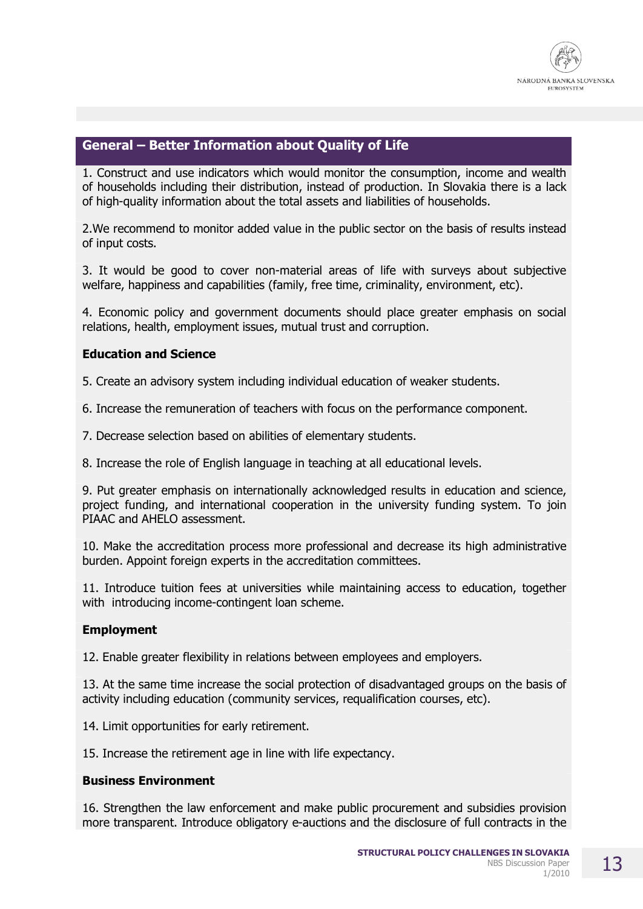## General – Better Information about Quality of Life

1. Construct and use indicators which would monitor the consumption, income and wealth of households including their distribution, instead of production. In Slovakia there is a lack of high-quality information about the total assets and liabilities of households.

2.We recommend to monitor added value in the public sector on the basis of results instead of input costs.

3. It would be good to cover non-material areas of life with surveys about subjective welfare, happiness and capabilities (family, free time, criminality, environment, etc).

4. Economic policy and government documents should place greater emphasis on social relations, health, employment issues, mutual trust and corruption.

**Education and Science**

5. Create an advisory system including individual education of weaker students.

6. Increase the remuneration of teachers with focus on the performance component.

7. Decrease selection based on abilities of elementary students.

8. Increase the role of English language in teaching at all educational levels.

9. Put greater emphasis on internationally acknowledged results in education and science, project funding, and international cooperation in the university funding system. To join PIAAC and AHELO assessment.

10. Make the accreditation process more professional and decrease its high administrative burden. Appoint foreign experts in the accreditation committees.

11. Introduce tuition fees at universities while maintaining access to education, together with introducing income-contingent loan scheme.

**Employment**

12. Enable greater flexibility in relations between employees and employers.

13. At the same time increase the social protection of disadvantaged groups on the basis of activity including education (community services, requalification courses, etc).

14. Limit opportunities for early retirement.

15. Increase the retirement age in line with life expectancy.

**Business Environment**

16. Strengthen the law enforcement and make public procurement and subsidies provision more transparent. Introduce obligatory e-auctions and the disclosure of full contracts in the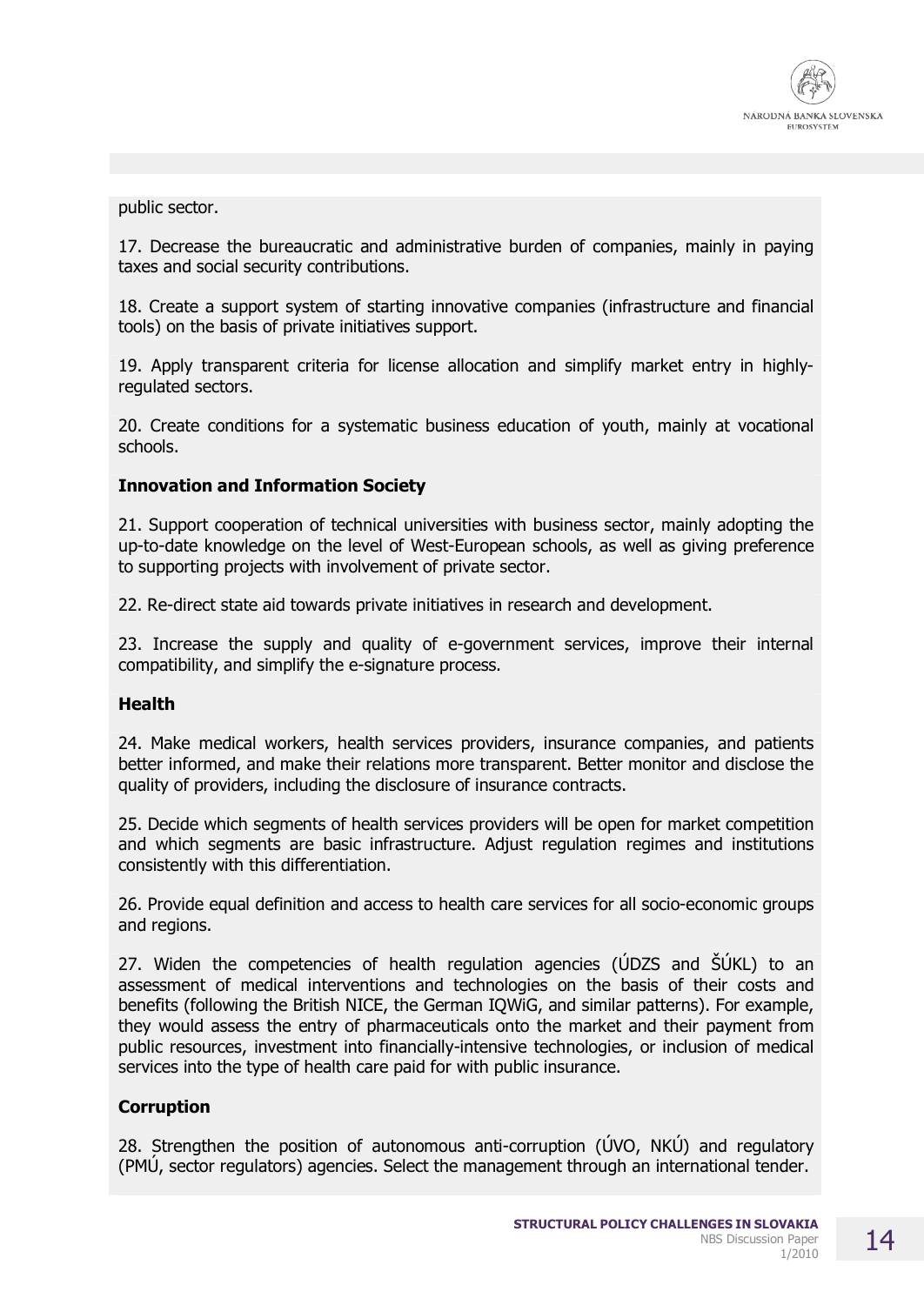public sector.

17. Decrease the bureaucratic and administrative burden of companies, mainly in paying taxes and social security contributions.

18. Create a support system of starting innovative companies (infrastructure and financial tools) on the basis of private initiatives support.

19. Apply transparent criteria for license allocation and simplify market entry in highly-regulated sectors.

20. Create conditions for a systematic business education of youth, mainly at vocational schools.

**Innovation and Information Society**

21. Support cooperation of technical universities with business sector, mainly adopting the up-to-date knowledge on the level of West-European schools, as well as giving preference to supporting projects with involvement of private sector.

22. Re-direct state aid towards private initiatives in research and development.

23. Increase the supply and quality of e-government services, improve their internal compatibility, and simplify the e-signature process.

**Health**

24. Make medical workers, health services providers, insurance companies, and patients better informed, and make their relations more transparent. Better monitor and disclose the quality of providers, including the disclosure of insurance contracts.

25. Decide which segments of health services providers will be open for market competition and which segments are basic infrastructure. Adjust regulation regimes and institutions consistently with this differentiation.

26. Provide equal definition and access to health care services for all socio-economic groups and regions.

27. Widen the competencies of health regulation agencies (ÚDZS and ŠÚKL) to an assessment of medical interventions and technologies on the basis of their costs and benefits (following the British NICE, the German IQWiG, and similar patterns). For example, they would assess the entry of pharmaceuticals onto the market and their payment from public resources, investment into financially-intensive technologies, or inclusion of medical services into the type of health care paid for with public insurance.

**Corruption**

28. Strengthen the position of autonomous anti-corruption (ÚVO, NKÚ) and regulatory (PMÚ, sector regulators) agencies. Select the management through an international tender.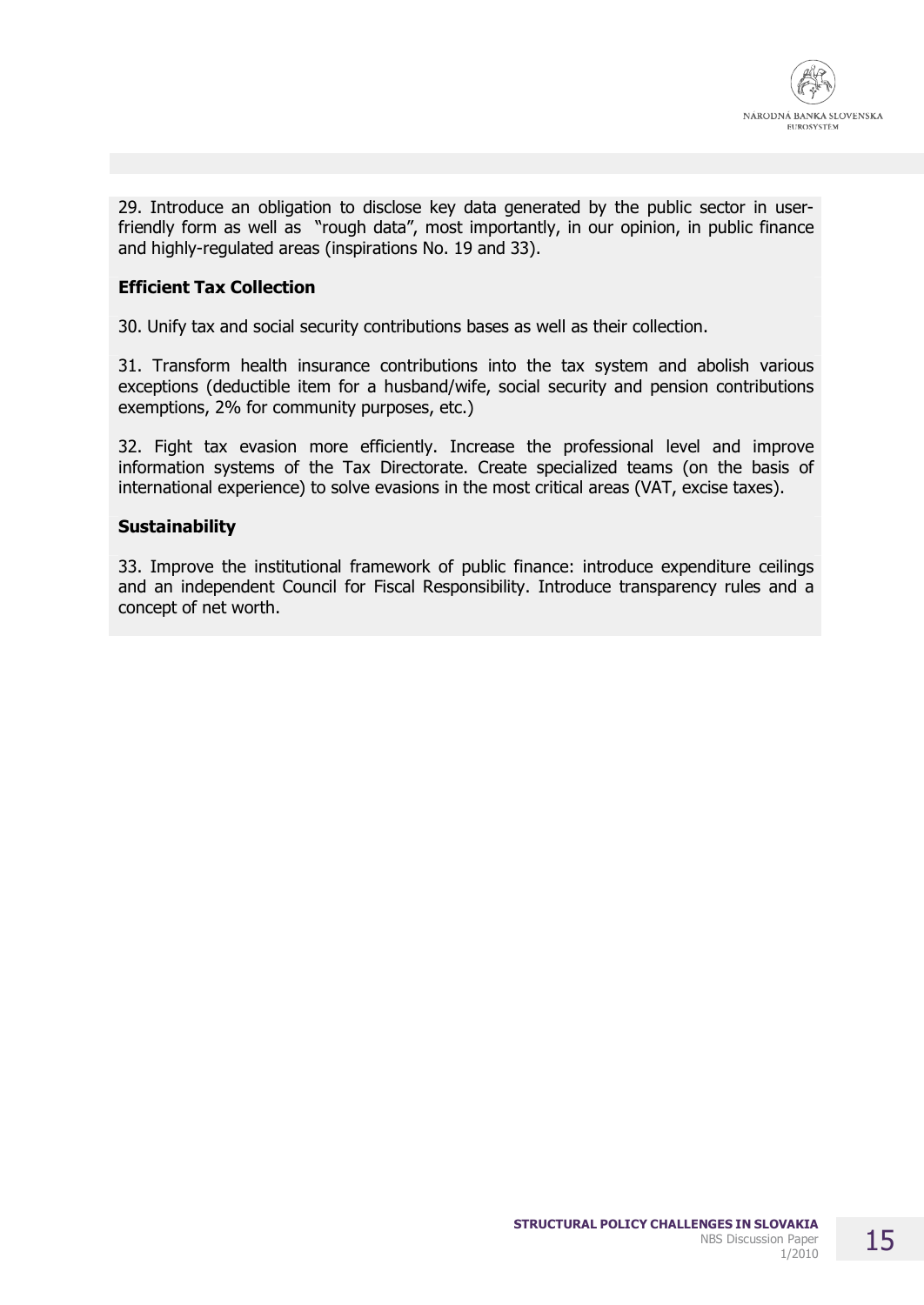29. Introduce an obligation to disclose key data generated by the public sector in user-friendly form as well as "rough data", most importantly, in our opinion, in public finance and highly-regulated areas (inspirations No. 19 and 33).

**Efficient Tax Collection**

30. Unify tax and social security contributions bases as well as their collection.

31. Transform health insurance contributions into the tax system and abolish various exceptions (deductible item for a husband/wife, social security and pension contributions exemptions, 2% for community purposes, etc.)

32. Fight tax evasion more efficiently. Increase the professional level and improve information systems of the Tax Directorate. Create specialized teams (on the basis of international experience) to solve evasions in the most critical areas (VAT, excise taxes).

**Sustainability**

33. Improve the institutional framework of public finance: introduce expenditure ceilings and an independent Council for Fiscal Responsibility. Introduce transparency rules and a concept of net worth.